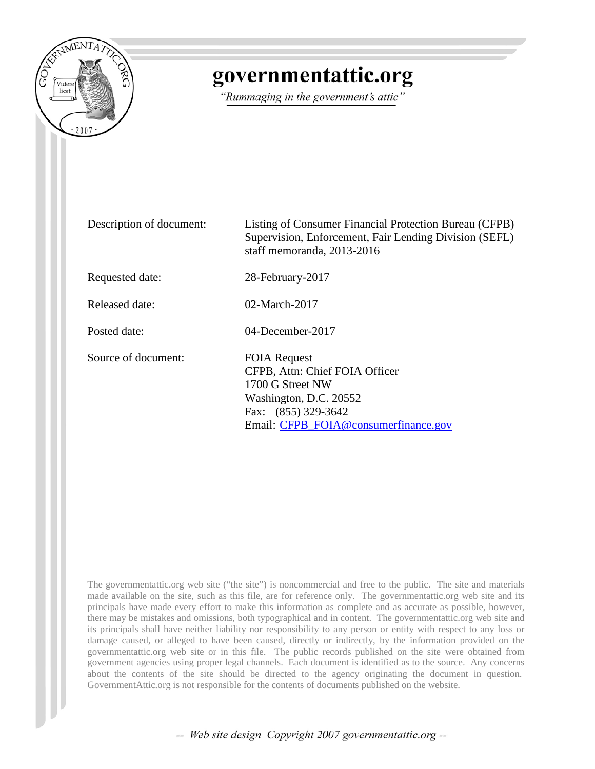# governmentattic.org

*"Rummaging in the government's attic"*

| | |
|---|---|
| Description of document: | Listing of Consumer Financial Protection Bureau (CFPB) Supervision, Enforcement, Fair Lending Division (SEFL) staff memoranda, 2013-2016 |
| Requested date: | 28-February-2017 |
| Released date: | 02-March-2017 |
| Posted date: | 04-December-2017 |
| Source of document: | FOIA Request<br>CFPB, Attn: Chief FOIA Officer<br>1700 G Street NW<br>Washington, D.C. 20552<br>Fax: (855) 329-3642<br>Email: CFPB_FOIA@consumerfinance.gov |

The governmentattic.org web site ("the site") is noncommercial and free to the public. The site and materials made available on the site, such as this file, are for reference only. The governmentattic.org web site and its principals have made every effort to make this information as complete and as accurate as possible, however, there may be mistakes and omissions, both typographical and in content. The governmentattic.org web site and its principals shall have neither liability nor responsibility to any person or entity with respect to any loss or damage caused, or alleged to have been caused, directly or indirectly, by the information provided on the governmentattic.org web site or in this file. The public records published on the site were obtained from government agencies using proper legal channels. Each document is identified as to the source. Any concerns about the contents of the site should be directed to the agency originating the document in question. GovernmentAttic.org is not responsible for the contents of documents published on the website.

-- Web site design Copyright 2007 governmentattic.org --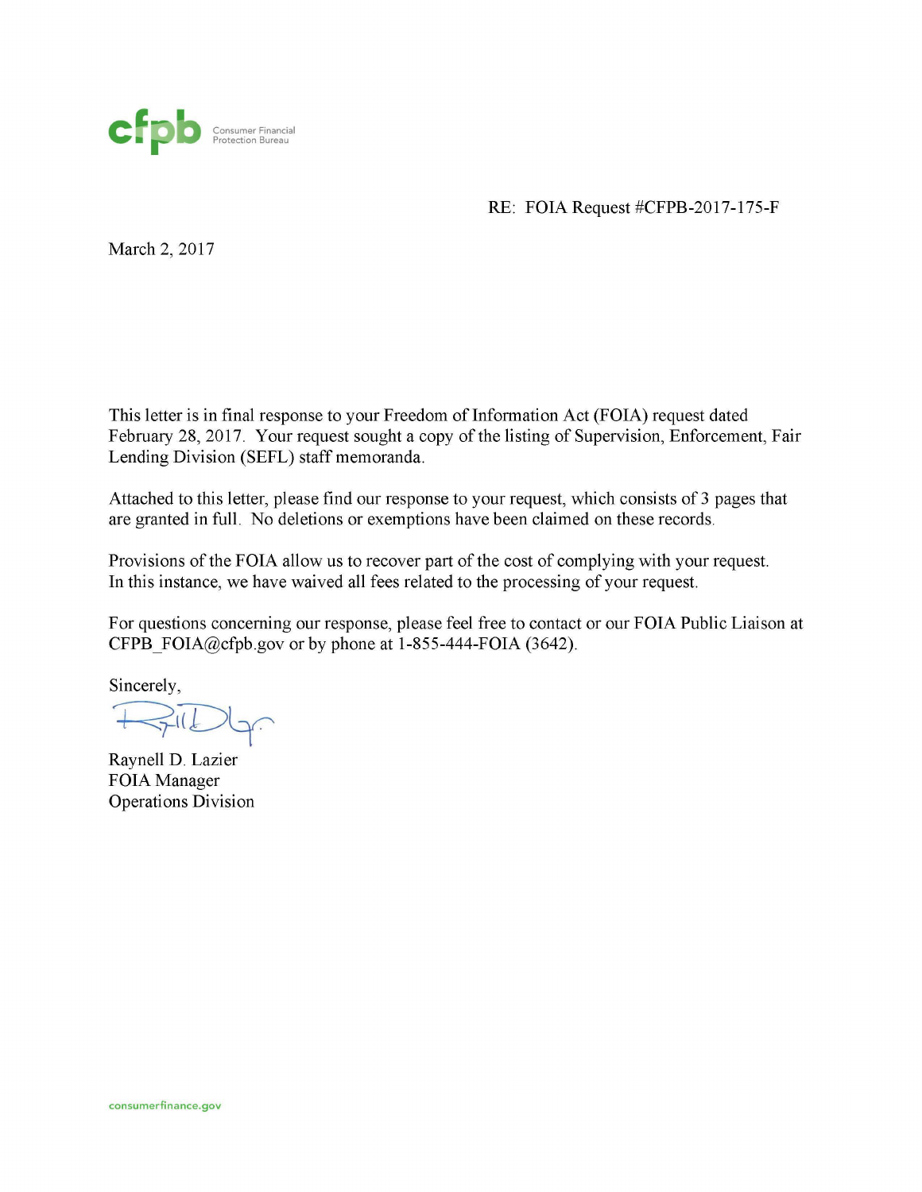cfpb Consumer Financial Protection Bureau

RE: FOIA Request #CFPB-2017-175-F

March 2, 2017

This letter is in final response to your Freedom of Information Act (FOIA) request dated February 28, 2017. Your request sought a copy of the listing of Supervision, Enforcement, Fair Lending Division (SEFL) staff memoranda.

Attached to this letter, please find our response to your request, which consists of 3 pages that are granted in full. No deletions or exemptions have been claimed on these records.

Provisions of the FOIA allow us to recover part of the cost of complying with your request. In this instance, we have waived all fees related to the processing of your request.

For questions concerning our response, please feel free to contact or our FOIA Public Liaison at CFPB_FOIA@cfpb.gov or by phone at 1-855-444-FOIA (3642).

Sincerely,

Raynell D. Lazier
FOIA Manager
Operations Division

consumerfinance.gov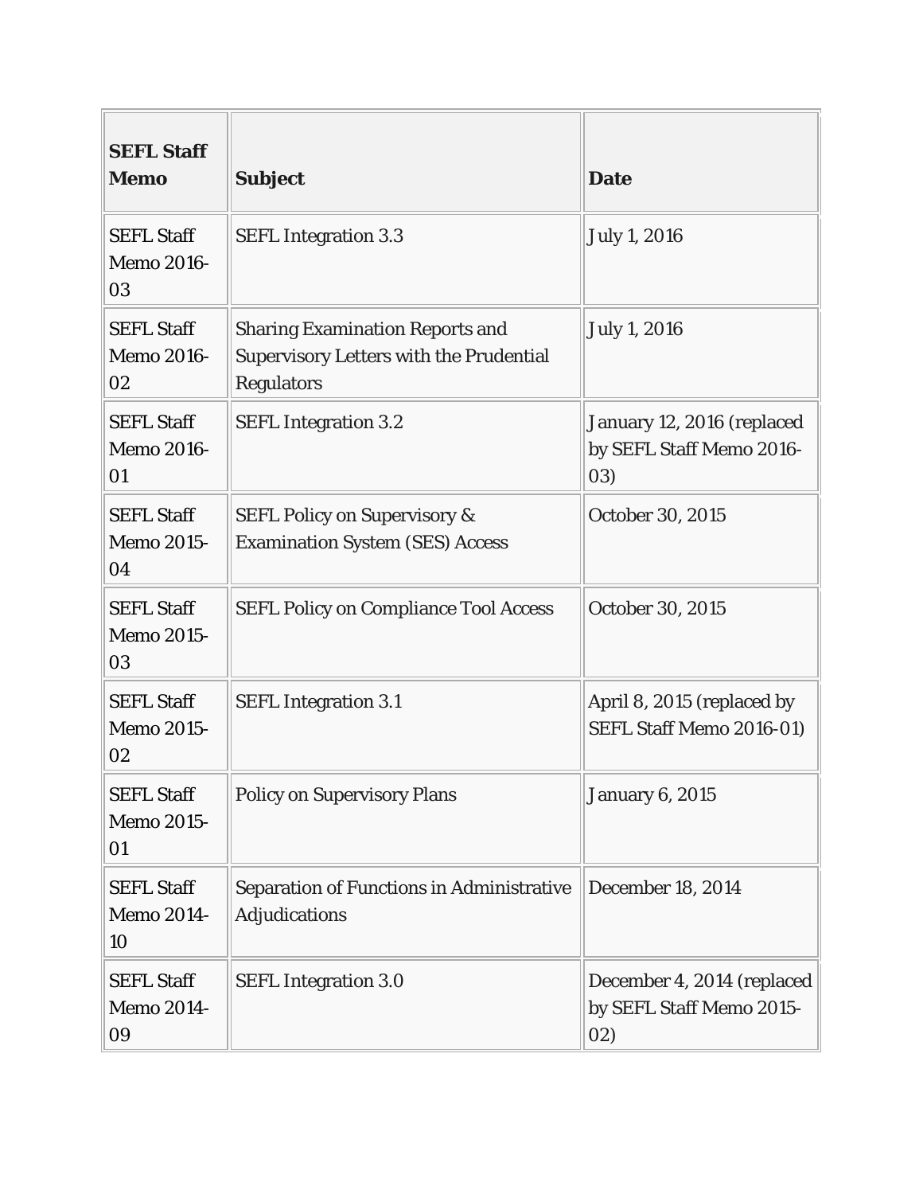| SEFL Staff Memo | Subject | Date |
| --- | --- | --- |
| SEFL Staff Memo 2016-03 | SEFL Integration 3.3 | July 1, 2016 |
| SEFL Staff Memo 2016-02 | Sharing Examination Reports and Supervisory Letters with the Prudential Regulators | July 1, 2016 |
| SEFL Staff Memo 2016-01 | SEFL Integration 3.2 | January 12, 2016 (replaced by SEFL Staff Memo 2016-03) |
| SEFL Staff Memo 2015-04 | SEFL Policy on Supervisory & Examination System (SES) Access | October 30, 2015 |
| SEFL Staff Memo 2015-03 | SEFL Policy on Compliance Tool Access | October 30, 2015 |
| SEFL Staff Memo 2015-02 | SEFL Integration 3.1 | April 8, 2015 (replaced by SEFL Staff Memo 2016-01) |
| SEFL Staff Memo 2015-01 | Policy on Supervisory Plans | January 6, 2015 |
| SEFL Staff Memo 2014-10 | Separation of Functions in Administrative Adjudications | December 18, 2014 |
| SEFL Staff Memo 2014-09 | SEFL Integration 3.0 | December 4, 2014 (replaced by SEFL Staff Memo 2015-02) |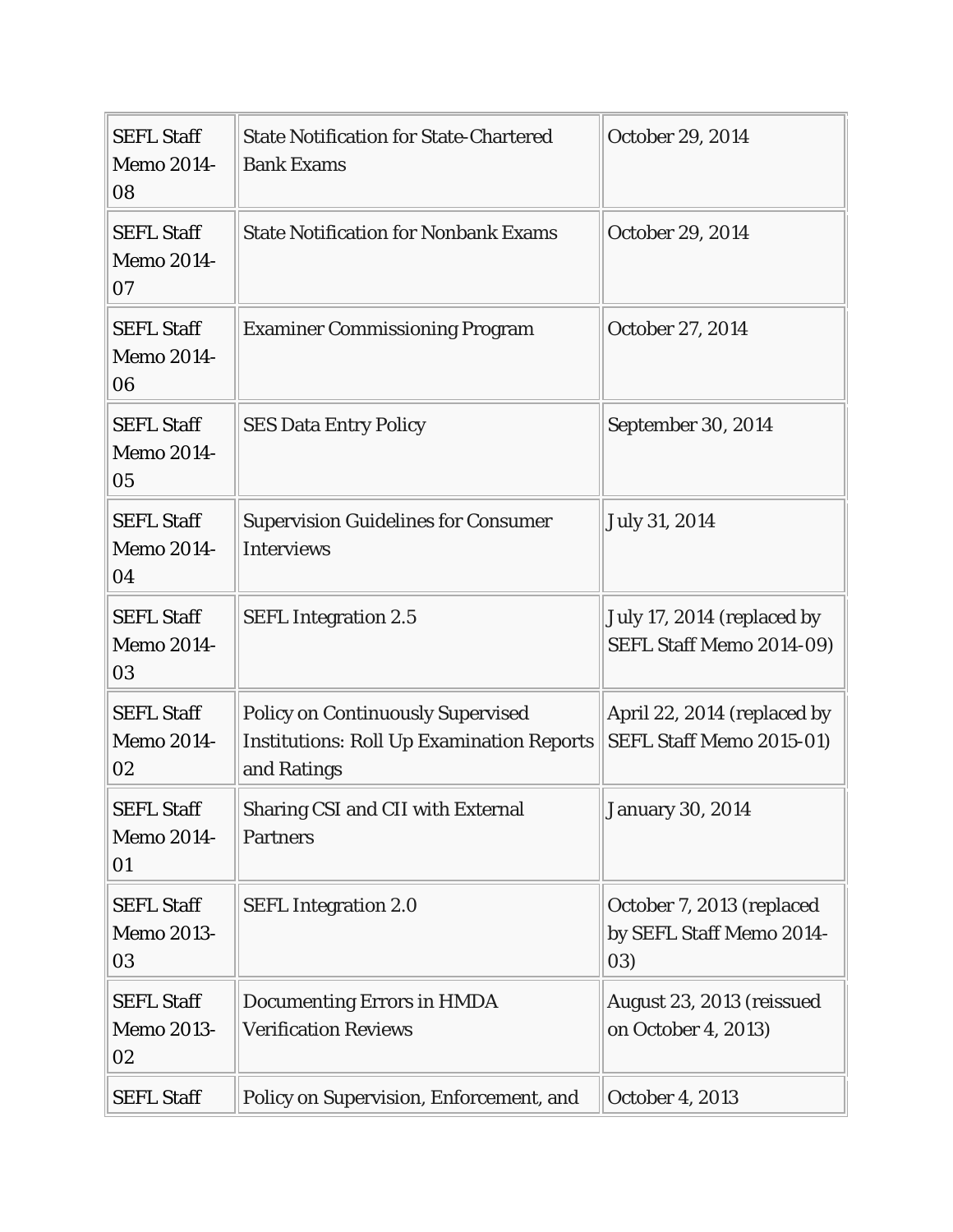| SEFL Staff Memo 2014-08 | State Notification for State-Chartered Bank Exams | October 29, 2014 |
|---|---|---|
| SEFL Staff Memo 2014-07 | State Notification for Nonbank Exams | October 29, 2014 |
| SEFL Staff Memo 2014-06 | Examiner Commissioning Program | October 27, 2014 |
| SEFL Staff Memo 2014-05 | SES Data Entry Policy | September 30, 2014 |
| SEFL Staff Memo 2014-04 | Supervision Guidelines for Consumer Interviews | July 31, 2014 |
| SEFL Staff Memo 2014-03 | SEFL Integration 2.5 | July 17, 2014 (replaced by SEFL Staff Memo 2014-09) |
| SEFL Staff Memo 2014-02 | Policy on Continuously Supervised Institutions: Roll Up Examination Reports and Ratings | April 22, 2014 (replaced by SEFL Staff Memo 2015-01) |
| SEFL Staff Memo 2014-01 | Sharing CSI and CII with External Partners | January 30, 2014 |
| SEFL Staff Memo 2013-03 | SEFL Integration 2.0 | October 7, 2013 (replaced by SEFL Staff Memo 2014-03) |
| SEFL Staff Memo 2013-02 | Documenting Errors in HMDA Verification Reviews | August 23, 2013 (reissued on October 4, 2013) |
| SEFL Staff | Policy on Supervision, Enforcement, and | October 4, 2013 |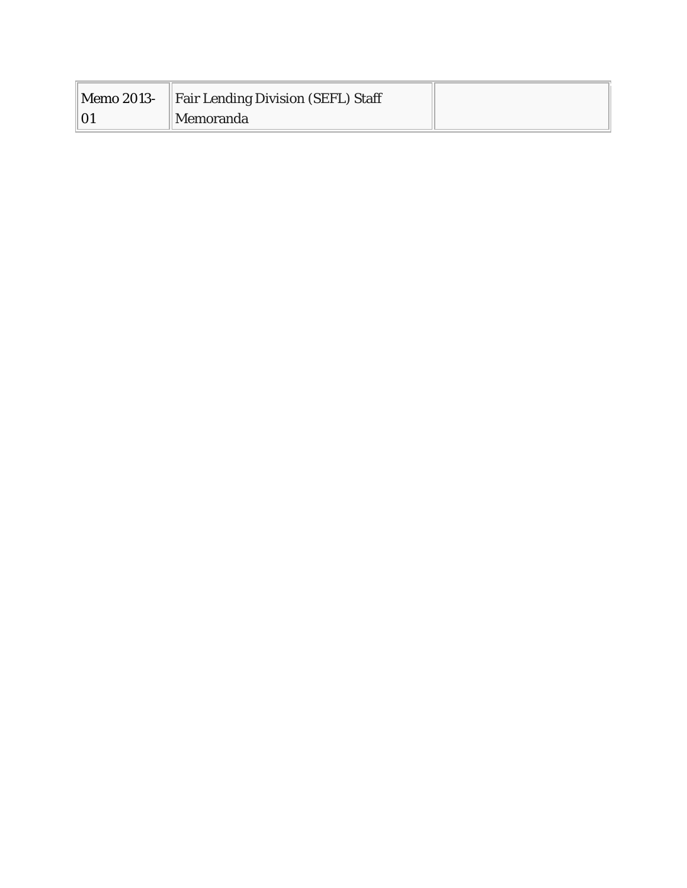| | | |
|---|---|---|
| Memo 2013-01 | Fair Lending Division (SEFL) Staff Memoranda | |